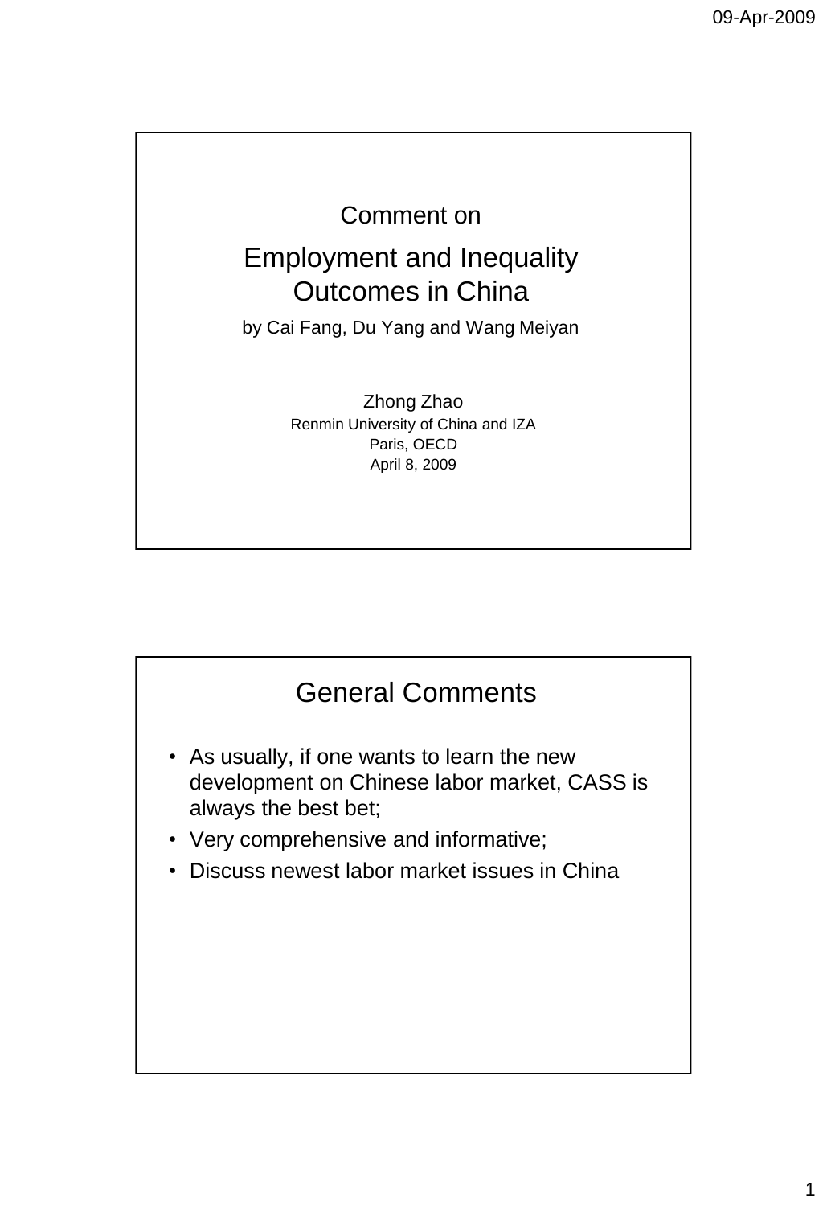Comment on

# Employment and Inequality Outcomes in China

by Cai Fang, Du Yang and Wang Meiyan

Zhong Zhao
Renmin University of China and IZA
Paris, OECD
April 8, 2009

## General Comments

- As usually, if one wants to learn the new development on Chinese labor market, CASS is always the best bet;
- Very comprehensive and informative;
- Discuss newest labor market issues in China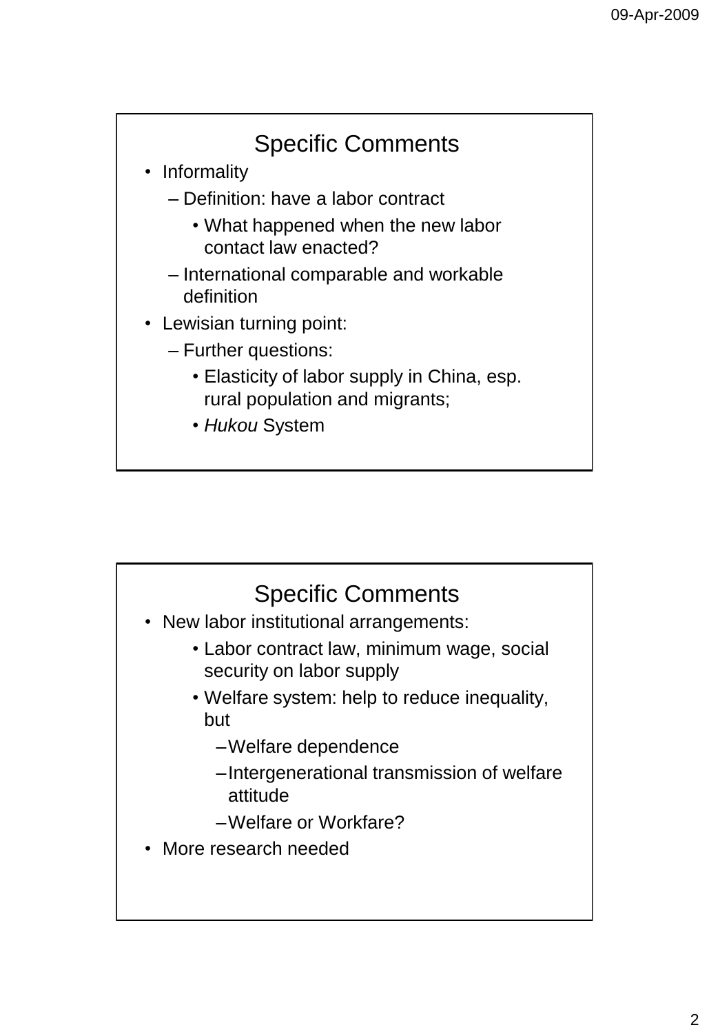## Specific Comments

- Informality
  - Definition: have a labor contract
    - What happened when the new labor contact law enacted?
  - International comparable and workable definition
- Lewisian turning point:
  - Further questions:
    - Elasticity of labor supply in China, esp. rural population and migrants;
    - *Hukou* System

## Specific Comments

- New labor institutional arrangements:
  - Labor contract law, minimum wage, social security on labor supply
  - Welfare system: help to reduce inequality, but
    - Welfare dependence
    - Intergenerational transmission of welfare attitude
    - Welfare or Workfare?
- More research needed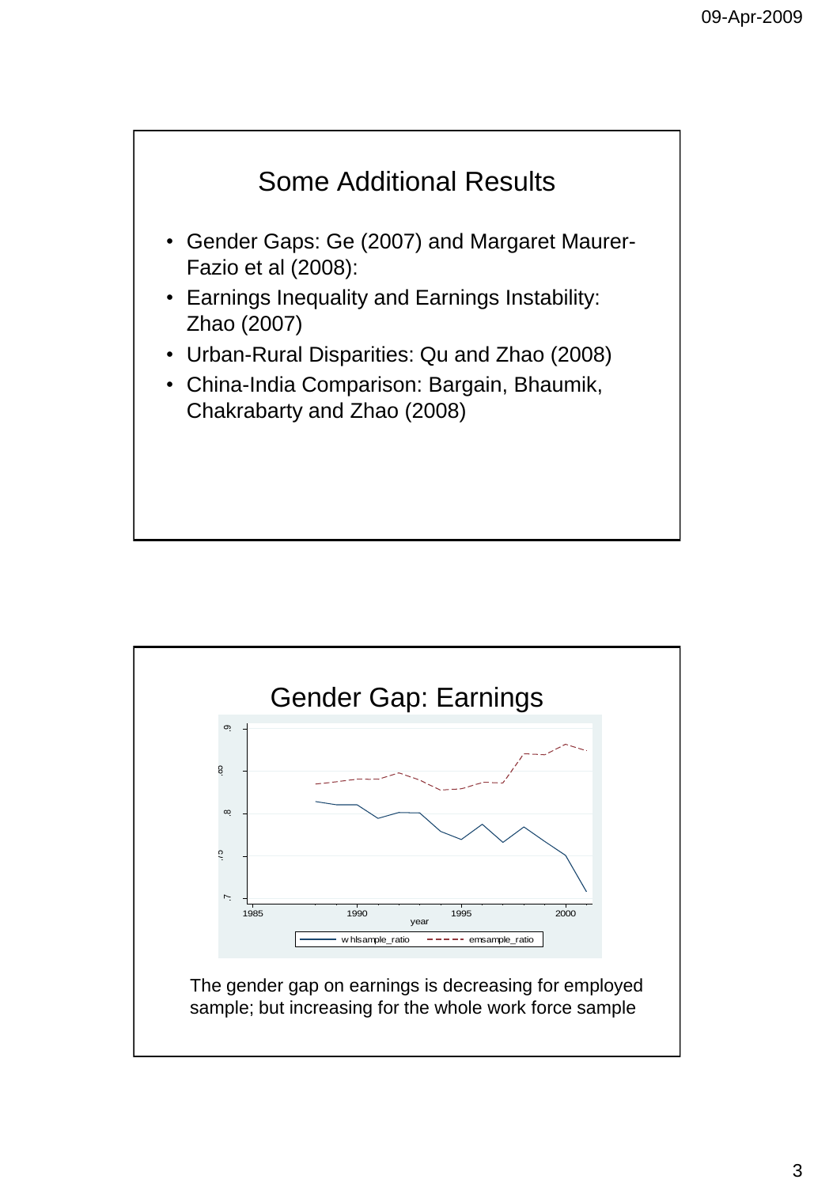## Some Additional Results

- Gender Gaps: Ge (2007) and Margaret Maurer-Fazio et al (2008):
- Earnings Inequality and Earnings Instability: Zhao (2007)
- Urban-Rural Disparities: Qu and Zhao (2008)
- China-India Comparison: Bargain, Bhaumik, Chakrabarty and Zhao (2008)

## Gender Gap: Earnings

The gender gap on earnings is decreasing for employed sample; but increasing for the whole work force sample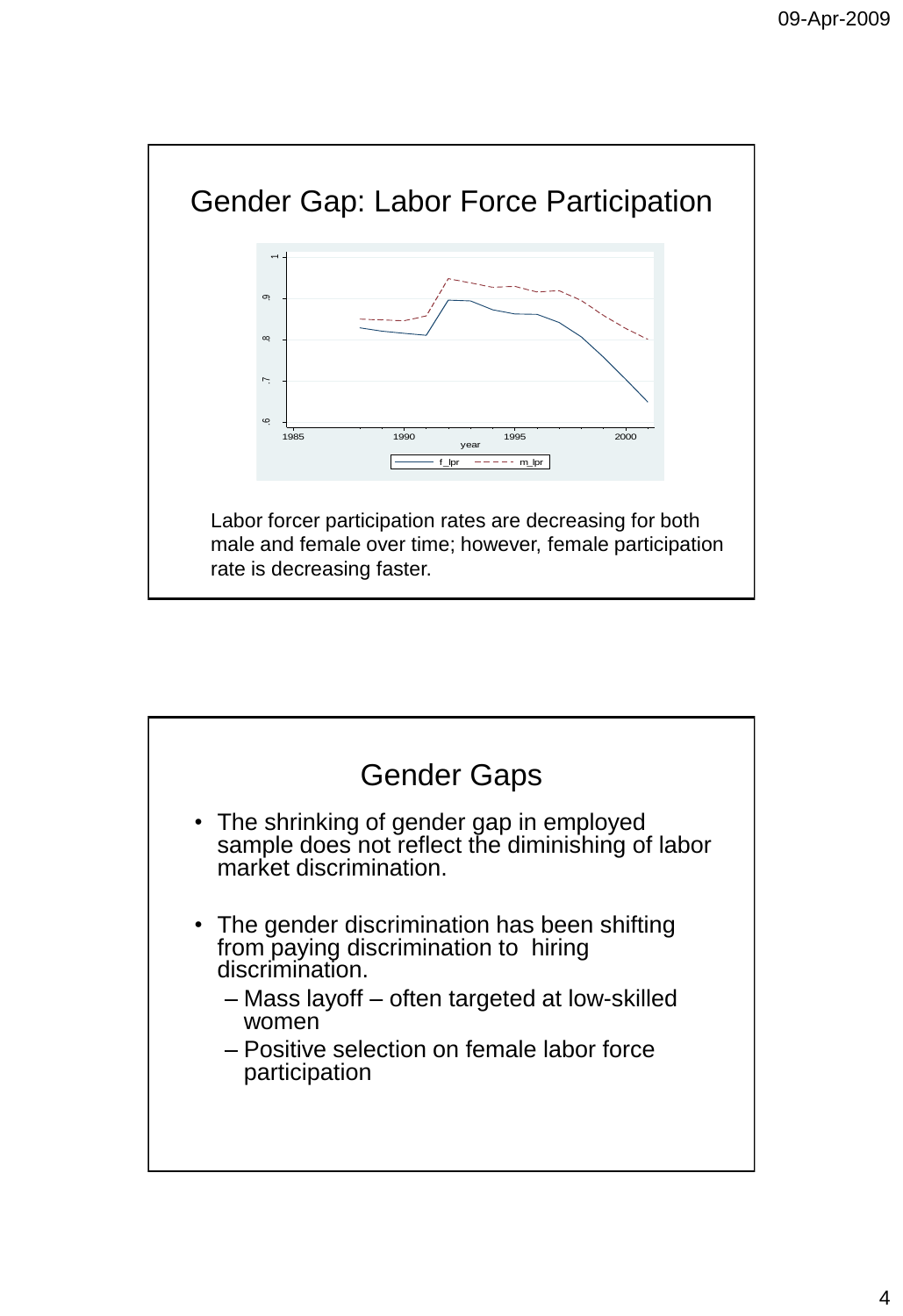## Gender Gap: Labor Force Participation

Labor forcer participation rates are decreasing for both male and female over time; however, female participation rate is decreasing faster.

## Gender Gaps

- The shrinking of gender gap in employed sample does not reflect the diminishing of labor market discrimination.
- The gender discrimination has been shifting from paying discrimination to hiring discrimination.
  - Mass layoff – often targeted at low-skilled women
  - Positive selection on female labor force participation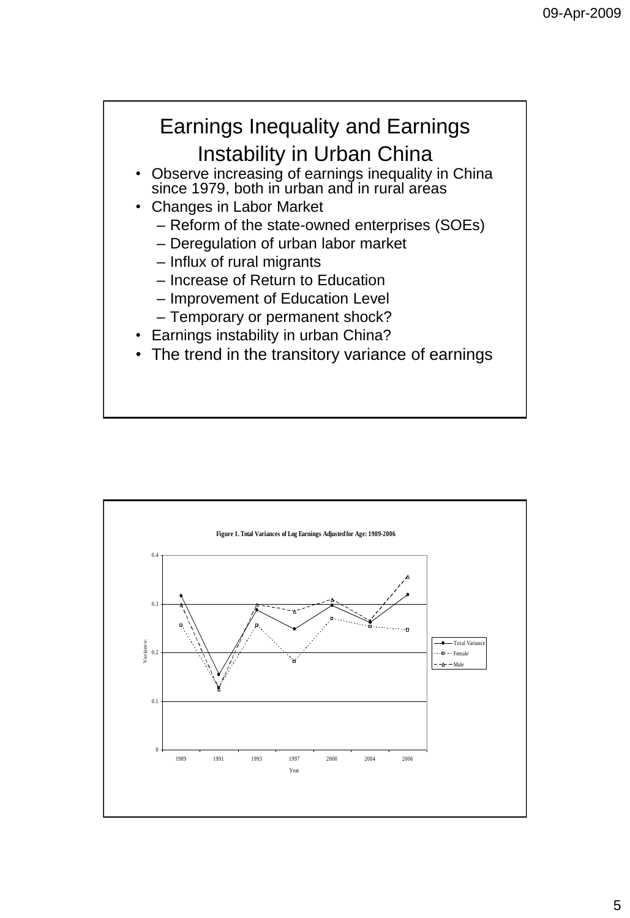# Earnings Inequality and Earnings Instability in Urban China

- Observe increasing of earnings inequality in China since 1979, both in urban and in rural areas
- Changes in Labor Market
  - Reform of the state-owned enterprises (SOEs)
  - Deregulation of urban labor market
  - Influx of rural migrants
  - Increase of Return to Education
  - Improvement of Education Level
  - Temporary or permanent shock?
- Earnings instability in urban China?
- The trend in the transitory variance of earnings

**Figure 1. Total Variances of Log Earnings Adjusted for Age: 1989-2006**

Variance (0 – 0.4) by Year (1989, 1991, 1993, 1997, 2000, 2004, 2006); series: Total Variance, Female, Male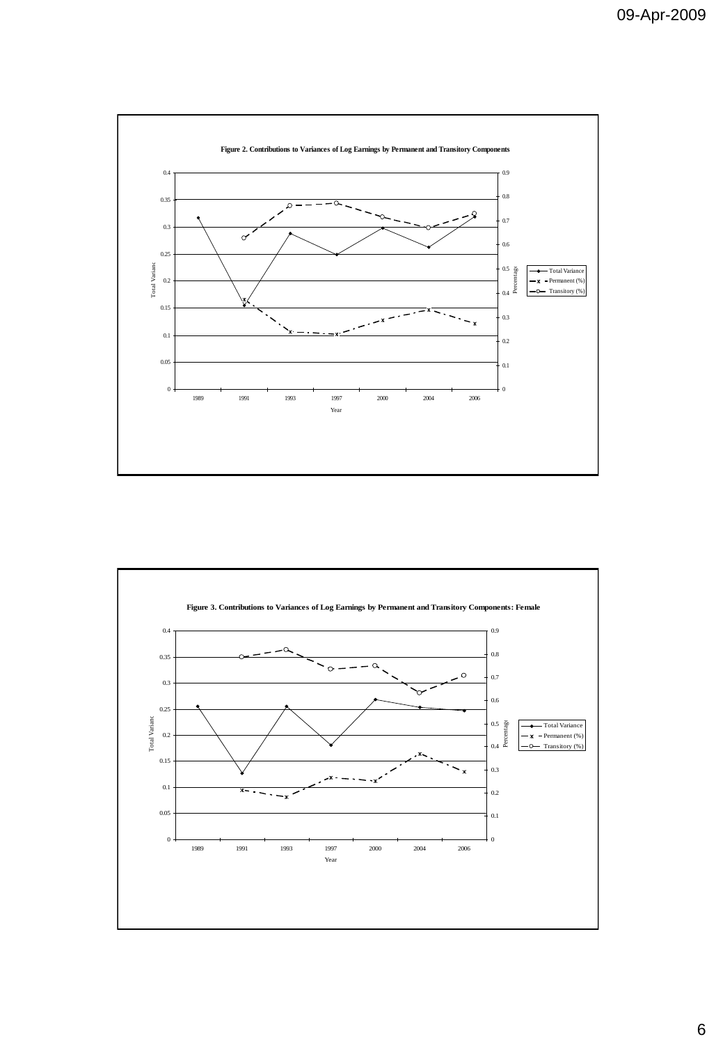**Figure 2. Contributions to Variances of Log Earnings by Permanent and Transitory Components**

**Figure 3. Contributions to Variances of Log Earnings by Permanent and Transitory Components: Female**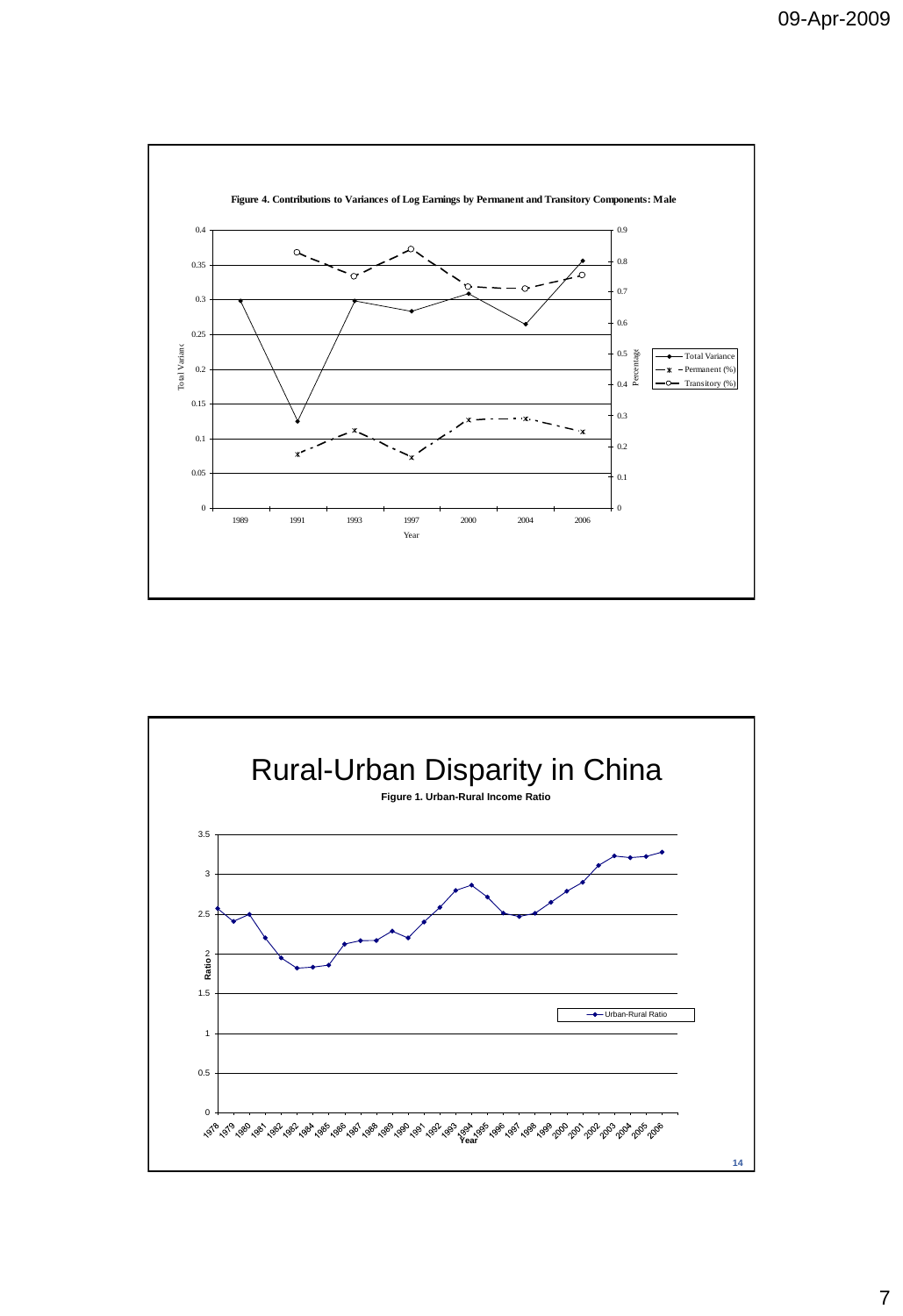**Figure 4. Contributions to Variances of Log Earnings by Permanent and Transitory Components: Male**

# Rural-Urban Disparity in China

**Figure 1. Urban-Rural Income Ratio**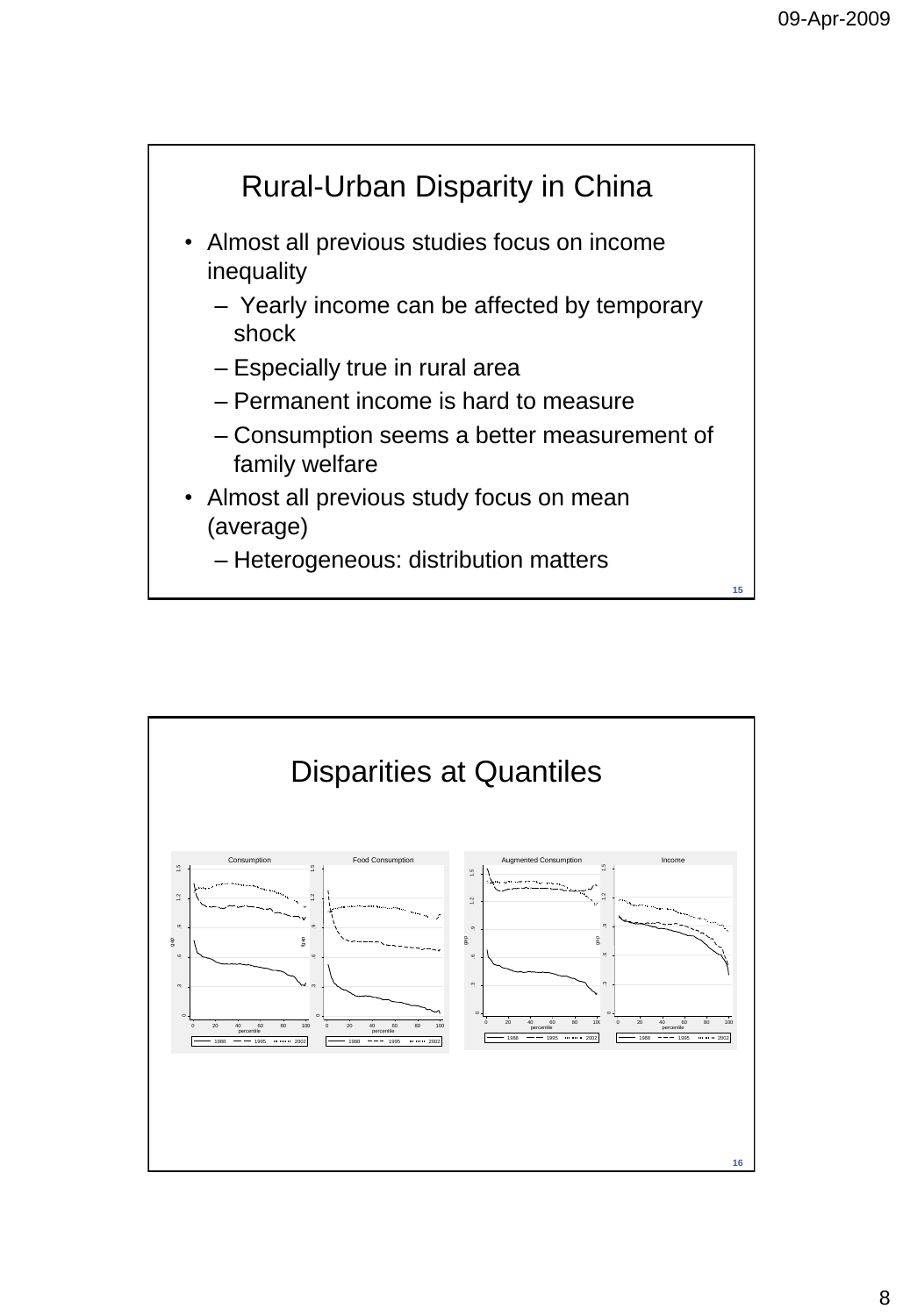## Rural-Urban Disparity in China

- Almost all previous studies focus on income inequality
  - Yearly income can be affected by temporary shock
  - Especially true in rural area
  - Permanent income is hard to measure
  - Consumption seems a better measurement of family welfare
- Almost all previous study focus on mean (average)
  - Heterogeneous: distribution matters

## Disparities at Quantiles

Consumption | Food Consumption | Augmented Consumption | Income

gap vs. percentile — 1988, 1995, 2002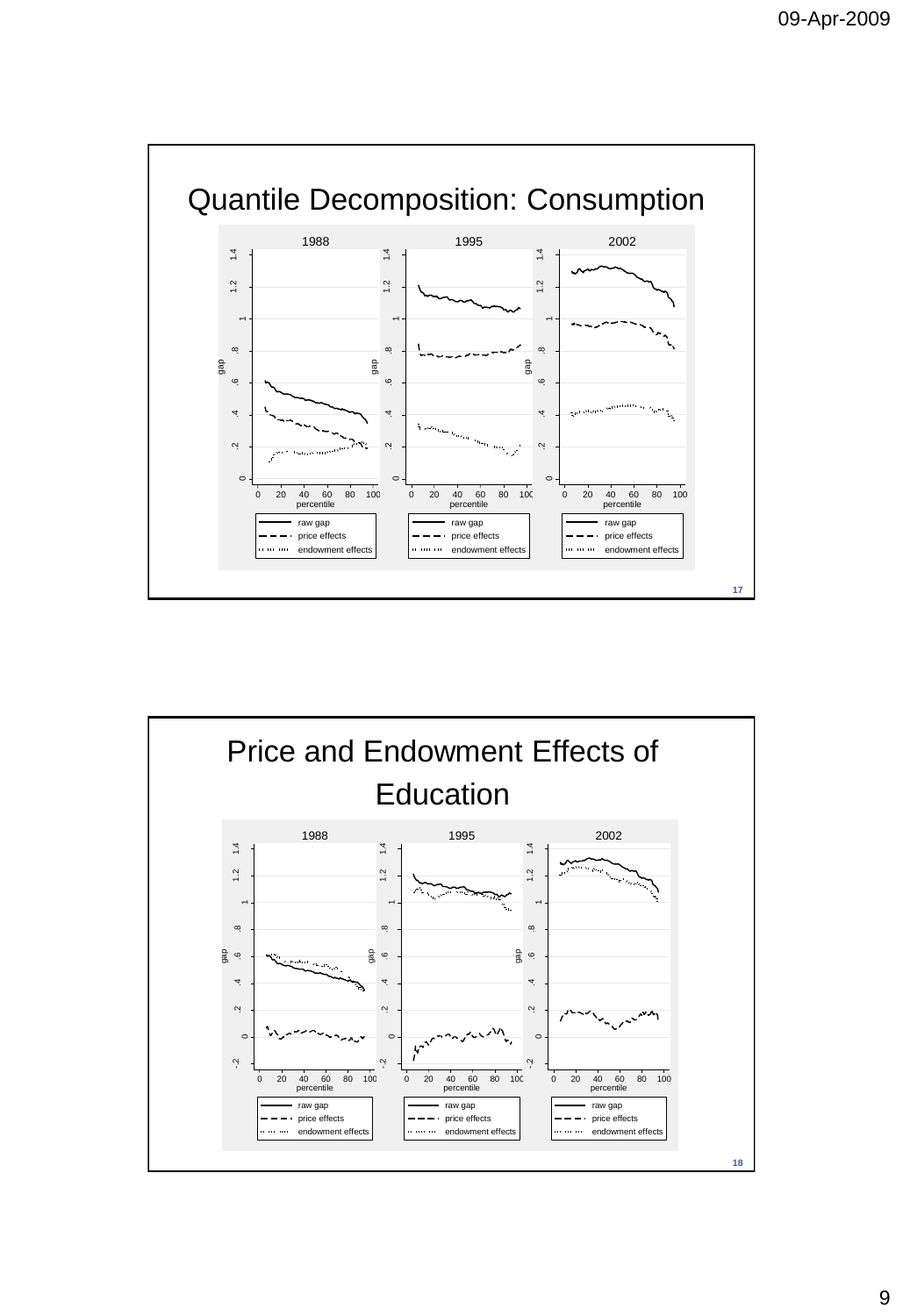## Quantile Decomposition: Consumption

| 1988 | 1995 | 2002 |
|---|---|---|
| raw gap | raw gap | raw gap |
| price effects | price effects | price effects |
| endowment effects | endowment effects | endowment effects |

## Price and Endowment Effects of Education

| 1988 | 1995 | 2002 |
|---|---|---|
| raw gap | raw gap | raw gap |
| price effects | price effects | price effects |
| endowment effects | endowment effects | endowment effects |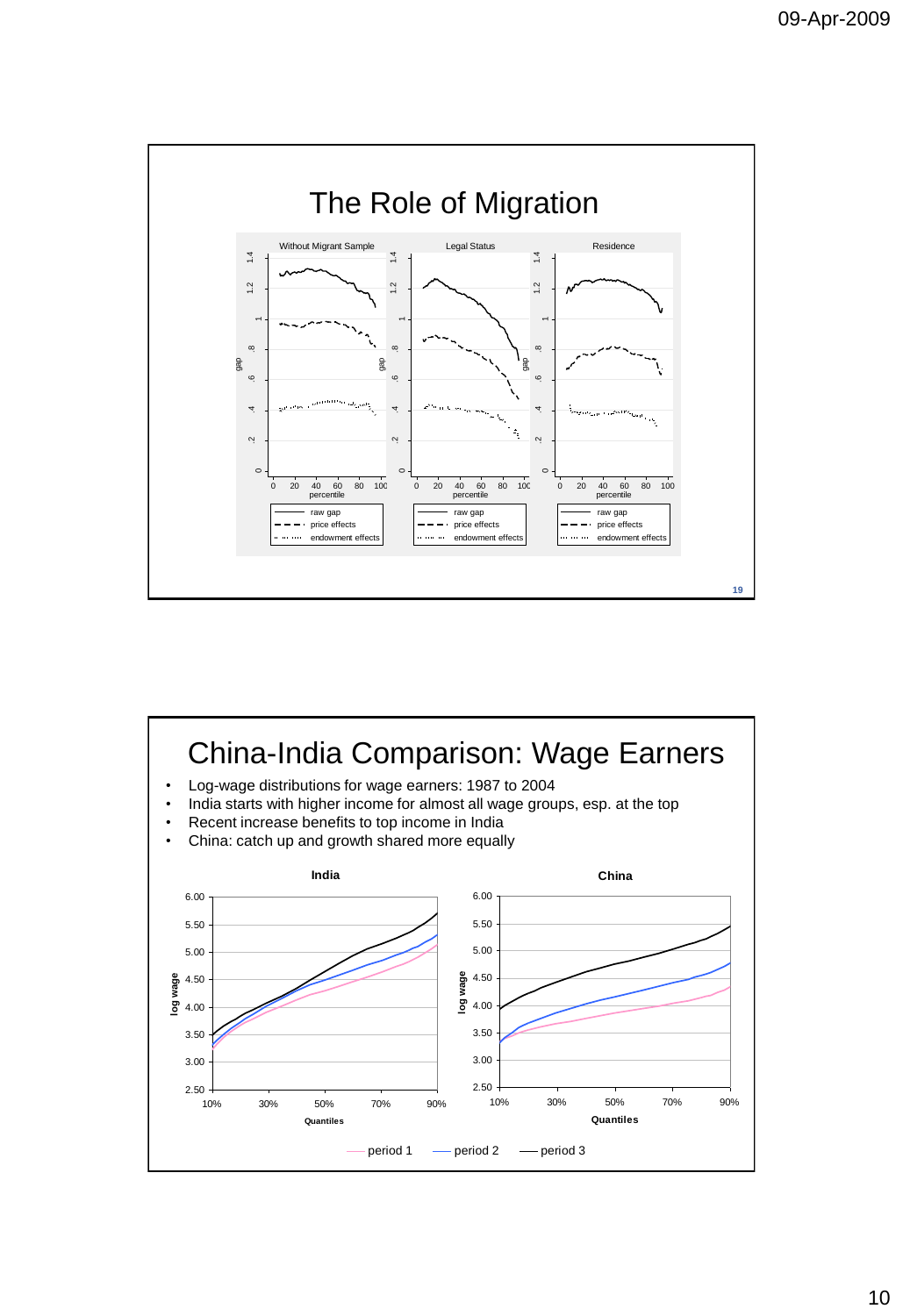## The Role of Migration

## China-India Comparison: Wage Earners

- Log-wage distributions for wage earners: 1987 to 2004
- India starts with higher income for almost all wage groups, esp. at the top
- Recent increase benefits to top income in India
- China: catch up and growth shared more equally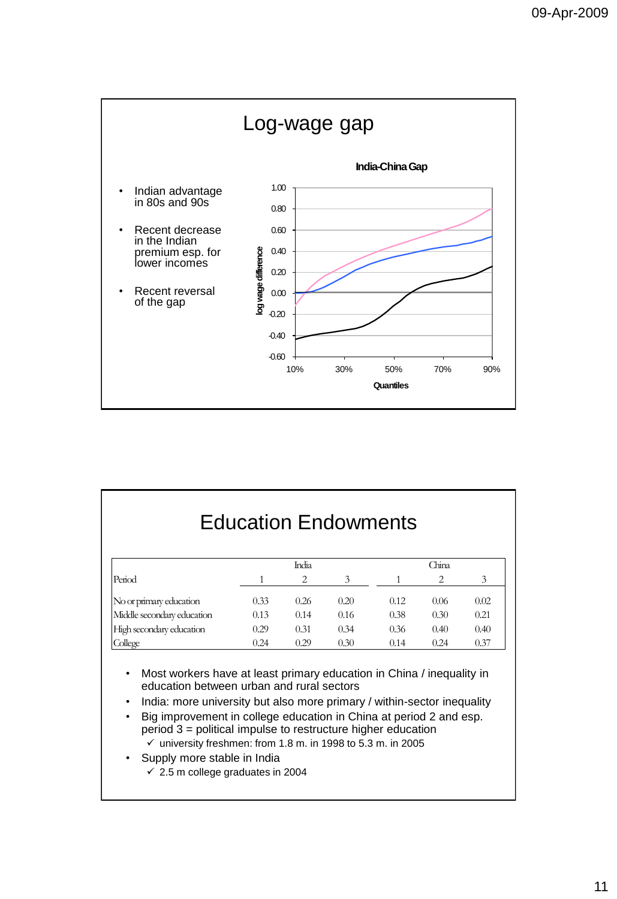## Log-wage gap

- Indian advantage in 80s and 90s
- Recent decrease in the Indian premium esp. for lower incomes
- Recent reversal of the gap

**India-China Gap**

(Chart: log wage difference by Quantiles, 10% to 90%)

## Education Endowments

| Period | India 1 | India 2 | India 3 | China 1 | China 2 | China 3 |
|---|---|---|---|---|---|---|
| No or primary education | 0.33 | 0.26 | 0.20 | 0.12 | 0.06 | 0.02 |
| Middle secondary education | 0.13 | 0.14 | 0.16 | 0.38 | 0.30 | 0.21 |
| High secondary education | 0.29 | 0.31 | 0.34 | 0.36 | 0.40 | 0.40 |
| College | 0.24 | 0.29 | 0.30 | 0.14 | 0.24 | 0.37 |

- Most workers have at least primary education in China / inequality in education between urban and rural sectors
- India: more university but also more primary / within-sector inequality
- Big improvement in college education in China at period 2 and esp. period 3 = political impulse to restructure higher education
  - ✓ university freshmen: from 1.8 m. in 1998 to 5.3 m. in 2005
- Supply more stable in India
  - ✓ 2.5 m college graduates in 2004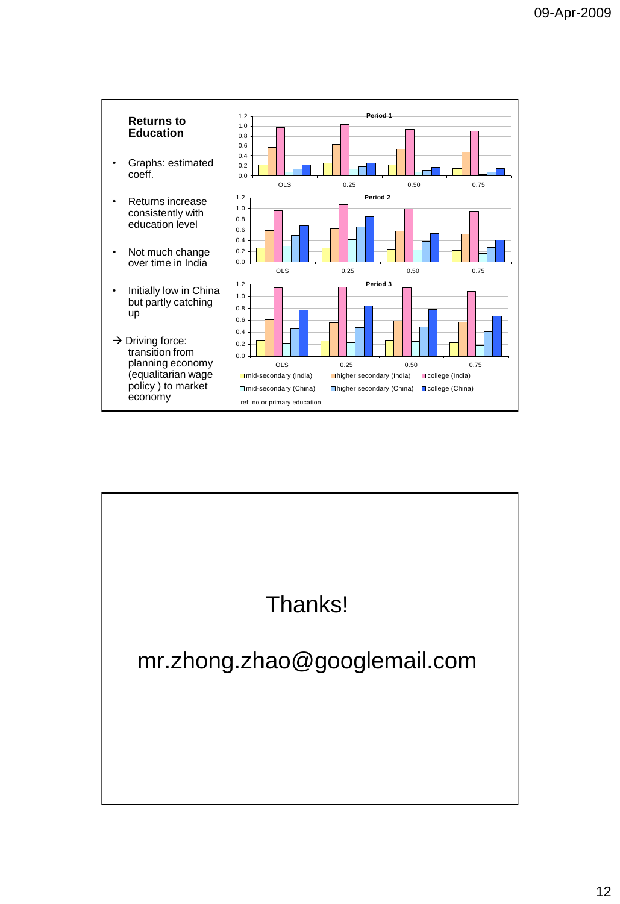**Returns to Education**

- Graphs: estimated coeff.
- Returns increase consistently with education level
- Not much change over time in India
- Initially low in China but partly catching up

→ Driving force: transition from planning economy (equalitarian wage policy ) to market economy

Period 1

1.2
1.0
0.8
0.6
0.4
0.2
0.0

OLS 0.25 0.50 0.75

Period 2

1.2
1.0
0.8
0.6
0.4
0.2
0.0

OLS 0.25 0.50 0.75

Period 3

1.2
1.0
0.8
0.6
0.4
0.2
0.0

OLS 0.25 0.50 0.75

mid-secondary (India) higher secondary (India) college (India)
mid-secondary (China) higher secondary (China) college (China)

ref: no or primary education

Thanks!

mr.zhong.zhao@googlemail.com